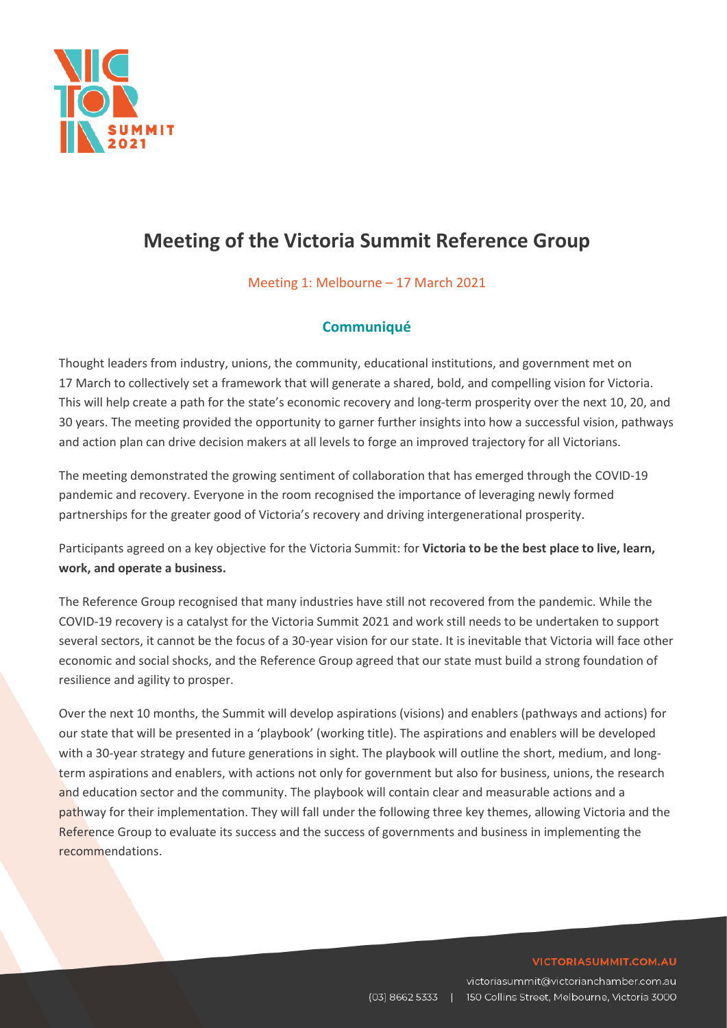# Meeting of the Victoria Summit Reference Group

Meeting 1: Melbourne – 17 March 2021

## Communiqué

Thought leaders from industry, unions, the community, educational institutions, and government met on 17 March to collectively set a framework that will generate a shared, bold, and compelling vision for Victoria. This will help create a path for the state's economic recovery and long-term prosperity over the next 10, 20, and 30 years. The meeting provided the opportunity to garner further insights into how a successful vision, pathways and action plan can drive decision makers at all levels to forge an improved trajectory for all Victorians.

The meeting demonstrated the growing sentiment of collaboration that has emerged through the COVID-19 pandemic and recovery. Everyone in the room recognised the importance of leveraging newly formed partnerships for the greater good of Victoria's recovery and driving intergenerational prosperity.

Participants agreed on a key objective for the Victoria Summit: for **Victoria to be the best place to live, learn, work, and operate a business.**

The Reference Group recognised that many industries have still not recovered from the pandemic. While the COVID-19 recovery is a catalyst for the Victoria Summit 2021 and work still needs to be undertaken to support several sectors, it cannot be the focus of a 30-year vision for our state. It is inevitable that Victoria will face other economic and social shocks, and the Reference Group agreed that our state must build a strong foundation of resilience and agility to prosper.

Over the next 10 months, the Summit will develop aspirations (visions) and enablers (pathways and actions) for our state that will be presented in a 'playbook' (working title). The aspirations and enablers will be developed with a 30-year strategy and future generations in sight. The playbook will outline the short, medium, and long-term aspirations and enablers, with actions not only for government but also for business, unions, the research and education sector and the community. The playbook will contain clear and measurable actions and a pathway for their implementation. They will fall under the following three key themes, allowing Victoria and the Reference Group to evaluate its success and the success of governments and business in implementing the recommendations.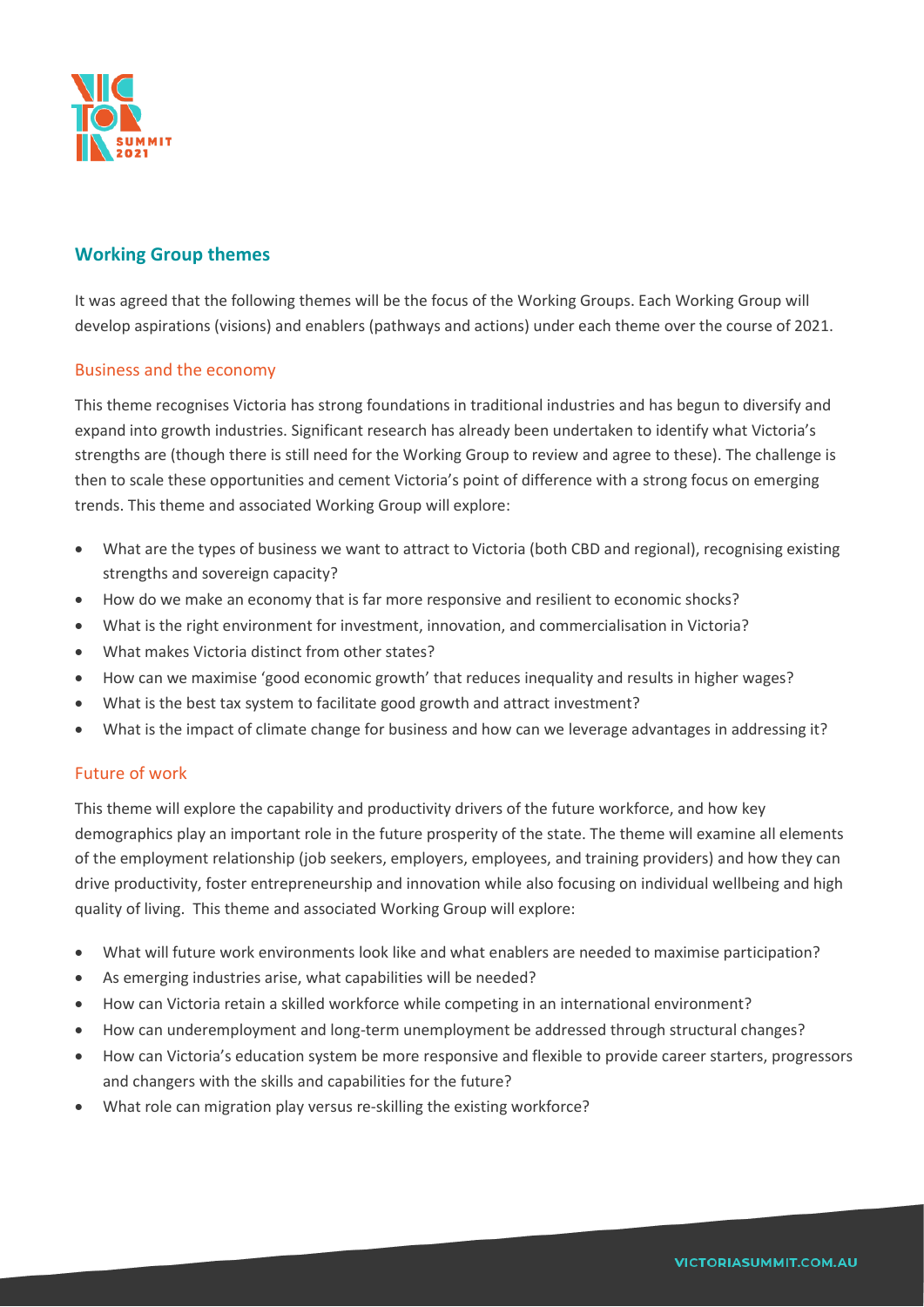## Working Group themes

It was agreed that the following themes will be the focus of the Working Groups. Each Working Group will develop aspirations (visions) and enablers (pathways and actions) under each theme over the course of 2021.

### Business and the economy

This theme recognises Victoria has strong foundations in traditional industries and has begun to diversify and expand into growth industries. Significant research has already been undertaken to identify what Victoria's strengths are (though there is still need for the Working Group to review and agree to these). The challenge is then to scale these opportunities and cement Victoria's point of difference with a strong focus on emerging trends. This theme and associated Working Group will explore:

- What are the types of business we want to attract to Victoria (both CBD and regional), recognising existing strengths and sovereign capacity?
- How do we make an economy that is far more responsive and resilient to economic shocks?
- What is the right environment for investment, innovation, and commercialisation in Victoria?
- What makes Victoria distinct from other states?
- How can we maximise 'good economic growth' that reduces inequality and results in higher wages?
- What is the best tax system to facilitate good growth and attract investment?
- What is the impact of climate change for business and how can we leverage advantages in addressing it?

### Future of work

This theme will explore the capability and productivity drivers of the future workforce, and how key demographics play an important role in the future prosperity of the state. The theme will examine all elements of the employment relationship (job seekers, employers, employees, and training providers) and how they can drive productivity, foster entrepreneurship and innovation while also focusing on individual wellbeing and high quality of living. This theme and associated Working Group will explore:

- What will future work environments look like and what enablers are needed to maximise participation?
- As emerging industries arise, what capabilities will be needed?
- How can Victoria retain a skilled workforce while competing in an international environment?
- How can underemployment and long-term unemployment be addressed through structural changes?
- How can Victoria's education system be more responsive and flexible to provide career starters, progressors and changers with the skills and capabilities for the future?
- What role can migration play versus re-skilling the existing workforce?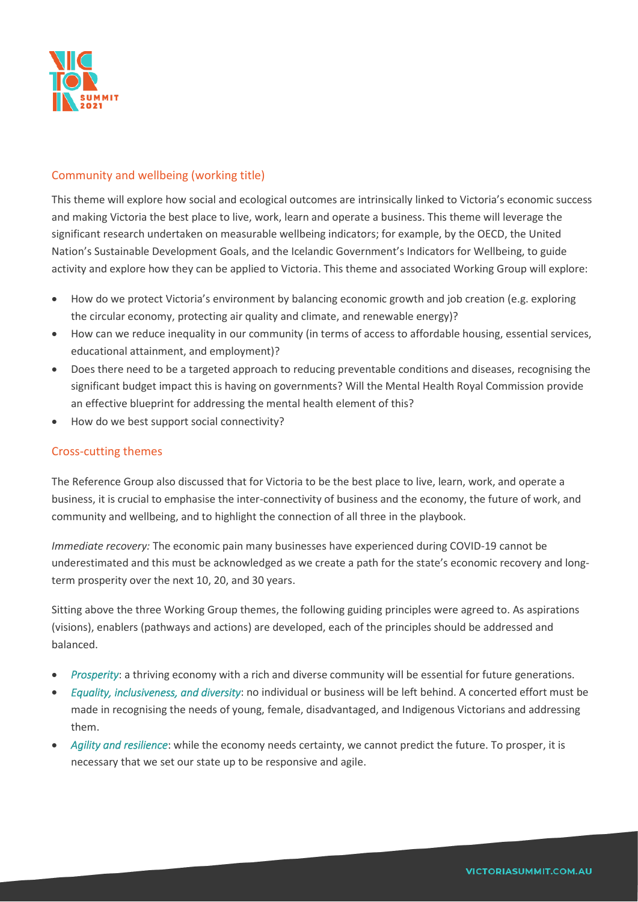## Community and wellbeing (working title)

This theme will explore how social and ecological outcomes are intrinsically linked to Victoria's economic success and making Victoria the best place to live, work, learn and operate a business. This theme will leverage the significant research undertaken on measurable wellbeing indicators; for example, by the OECD, the United Nation's Sustainable Development Goals, and the Icelandic Government's Indicators for Wellbeing, to guide activity and explore how they can be applied to Victoria. This theme and associated Working Group will explore:

- How do we protect Victoria's environment by balancing economic growth and job creation (e.g. exploring the circular economy, protecting air quality and climate, and renewable energy)?
- How can we reduce inequality in our community (in terms of access to affordable housing, essential services, educational attainment, and employment)?
- Does there need to be a targeted approach to reducing preventable conditions and diseases, recognising the significant budget impact this is having on governments? Will the Mental Health Royal Commission provide an effective blueprint for addressing the mental health element of this?
- How do we best support social connectivity?

## Cross-cutting themes

The Reference Group also discussed that for Victoria to be the best place to live, learn, work, and operate a business, it is crucial to emphasise the inter-connectivity of business and the economy, the future of work, and community and wellbeing, and to highlight the connection of all three in the playbook.

*Immediate recovery:* The economic pain many businesses have experienced during COVID-19 cannot be underestimated and this must be acknowledged as we create a path for the state's economic recovery and long-term prosperity over the next 10, 20, and 30 years.

Sitting above the three Working Group themes, the following guiding principles were agreed to. As aspirations (visions), enablers (pathways and actions) are developed, each of the principles should be addressed and balanced.

- *Prosperity*: a thriving economy with a rich and diverse community will be essential for future generations.
- *Equality, inclusiveness, and diversity*: no individual or business will be left behind. A concerted effort must be made in recognising the needs of young, female, disadvantaged, and Indigenous Victorians and addressing them.
- *Agility and resilience*: while the economy needs certainty, we cannot predict the future. To prosper, it is necessary that we set our state up to be responsive and agile.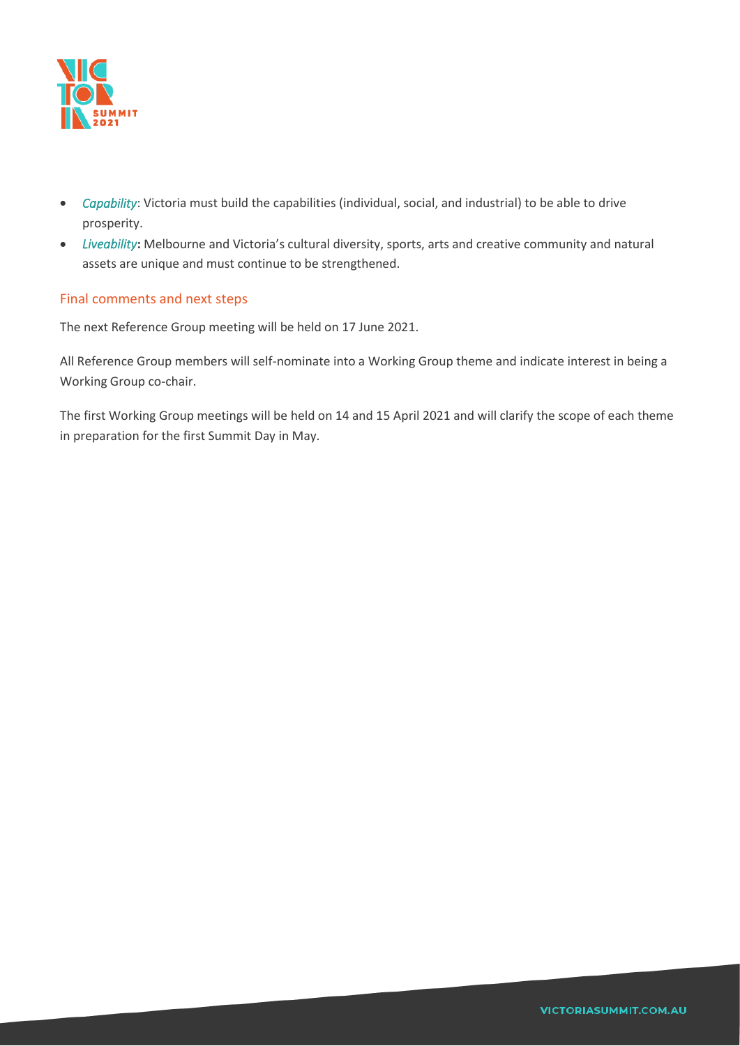- *Capability*: Victoria must build the capabilities (individual, social, and industrial) to be able to drive prosperity.
- *Liveability***:** Melbourne and Victoria's cultural diversity, sports, arts and creative community and natural assets are unique and must continue to be strengthened.

## Final comments and next steps

The next Reference Group meeting will be held on 17 June 2021.

All Reference Group members will self-nominate into a Working Group theme and indicate interest in being a Working Group co-chair.

The first Working Group meetings will be held on 14 and 15 April 2021 and will clarify the scope of each theme in preparation for the first Summit Day in May.